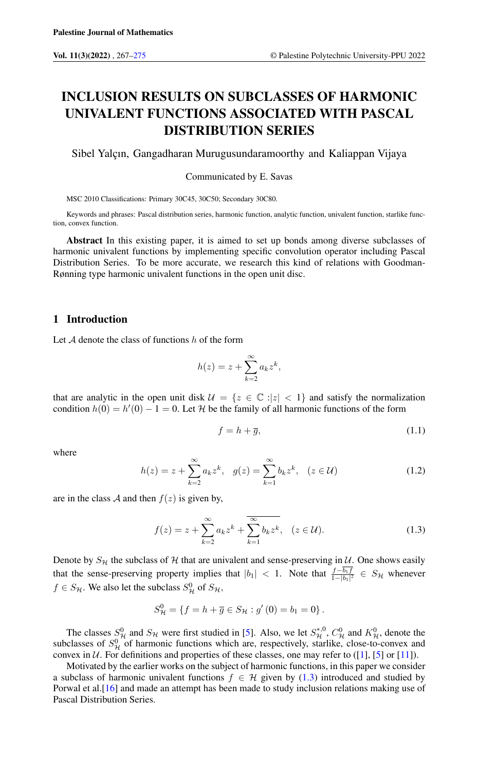# INCLUSION RESULTS ON SUBCLASSES OF HARMONIC UNIVALENT FUNCTIONS ASSOCIATED WITH PASCAL DISTRIBUTION SERIES

Sibel Yalçın, Gangadharan Murugusundaramoorthy and Kaliappan Vijaya

Communicated by E. Savas

MSC 2010 Classifications: Primary 30C45, 30C50; Secondary 30C80.

Keywords and phrases: Pascal distribution series, harmonic function, analytic function, univalent function, starlike function, convex function.

**Abstract** In this existing paper, it is aimed to set up bonds among diverse subclasses of harmonic univalent functions by implementing specific convolution operator including Pascal Distribution Series. To be more accurate, we research this kind of relations with Goodman-Rønning type harmonic univalent functions in the open unit disc.

## 1 Introduction

Let $\mathcal{A}$ denote the class of functions $h$ of the form

$$h(z) = z + \sum_{k=2}^{\infty} a_k z^k,$$

that are analytic in the open unit disk $\mathcal{U} = \{z \in \mathbb{C} : |z| < 1\}$ and satisfy the normalization condition $h(0) = h'(0) - 1 = 0$. Let $\mathcal{H}$ be the family of all harmonic functions of the form

$$f = h + \overline{g}, \tag{1.1}$$

where

$$h(z) = z + \sum_{k=2}^{\infty} a_k z^k, \quad g(z) = \sum_{k=1}^{\infty} b_k z^k, \quad (z \in \mathcal{U}) \tag{1.2}$$

are in the class $\mathcal{A}$ and then $f(z)$ is given by,

$$f(z) = z + \sum_{k=2}^{\infty} a_k z^k + \overline{\sum_{k=1}^{\infty} b_k z^k}, \quad (z \in \mathcal{U}). \tag{1.3}$$

Denote by $S_{\mathcal{H}}$ the subclass of $\mathcal{H}$ that are univalent and sense-preserving in $\mathcal{U}$. One shows easily that the sense-preserving property implies that $|b_1| < 1$. Note that $\frac{f - \overline{b_1 f}}{1 - |b_1|^2} \in S_{\mathcal{H}}$ whenever $f \in S_{\mathcal{H}}$. We also let the subclass $S_{\mathcal{H}}^0$ of $S_{\mathcal{H}}$,

$$S_{\mathcal{H}}^0 = \left\{ f = h + \overline{g} \in S_{\mathcal{H}} : g'(0) = b_1 = 0 \right\}.$$

The classes $S_{\mathcal{H}}^0$ and $S_{\mathcal{H}}$ were first studied in [5]. Also, we let $S_{\mathcal{H}}^{*,0}$, $C_{\mathcal{H}}^0$ and $K_{\mathcal{H}}^0$, denote the subclasses of $S_{\mathcal{H}}^0$ of harmonic functions which are, respectively, starlike, close-to-convex and convex in $\mathcal{U}$. For definitions and properties of these classes, one may refer to ([1], [5] or [11]).

Motivated by the earlier works on the subject of harmonic functions, in this paper we consider a subclass of harmonic univalent functions $f \in \mathcal{H}$ given by (1.3) introduced and studied by Porwal et al.[16] and made an attempt has been made to study inclusion relations making use of Pascal Distribution Series.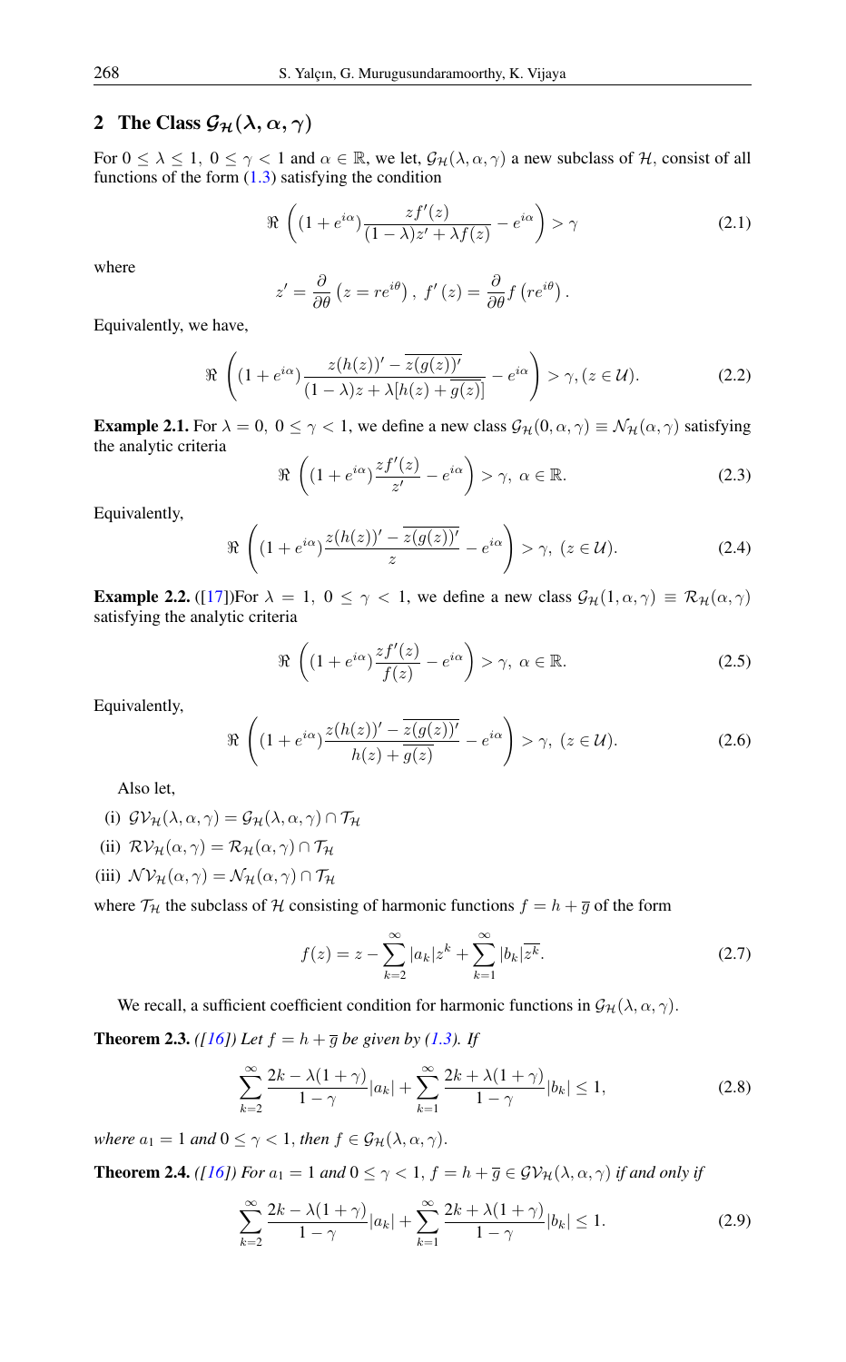## 2 The Class $\mathcal{G}_{\mathcal{H}}(\lambda, \alpha, \gamma)$

For $0 \leq \lambda \leq 1,\ 0 \leq \gamma < 1$ and $\alpha \in \mathbb{R}$, we let, $\mathcal{G}_{\mathcal{H}}(\lambda, \alpha, \gamma)$ a new subclass of $\mathcal{H}$, consist of all functions of the form (1.3) satisfying the condition

$$\Re\left((1+e^{i\alpha})\frac{zf'(z)}{(1-\lambda)z' + \lambda f(z)} - e^{i\alpha}\right) > \gamma \tag{2.1}$$

where

$$z' = \frac{\partial}{\partial \theta}\left(z = re^{i\theta}\right),\ f'(z) = \frac{\partial}{\partial \theta} f\left(re^{i\theta}\right).$$

Equivalently, we have,

$$\Re\left((1+e^{i\alpha})\frac{z(h(z))' - \overline{z(g(z))'}}{(1-\lambda)z + \lambda[h(z) + \overline{g(z)}]} - e^{i\alpha}\right) > \gamma, (z \in \mathcal{U}). \tag{2.2}$$

**Example 2.1.** For $\lambda = 0,\ 0 \leq \gamma < 1$, we define a new class $\mathcal{G}_{\mathcal{H}}(0, \alpha, \gamma) \equiv \mathcal{N}_{\mathcal{H}}(\alpha, \gamma)$ satisfying the analytic criteria

$$\Re\left((1+e^{i\alpha})\frac{zf'(z)}{z'} - e^{i\alpha}\right) > \gamma,\ \alpha \in \mathbb{R}. \tag{2.3}$$

Equivalently,

$$\Re\left((1+e^{i\alpha})\frac{z(h(z))' - \overline{z(g(z))'}}{z} - e^{i\alpha}\right) > \gamma,\ (z \in \mathcal{U}). \tag{2.4}$$

**Example 2.2.** ([17])For $\lambda = 1,\ 0 \leq \gamma < 1$, we define a new class $\mathcal{G}_{\mathcal{H}}(1, \alpha, \gamma) \equiv \mathcal{R}_{\mathcal{H}}(\alpha, \gamma)$ satisfying the analytic criteria

$$\Re\left((1+e^{i\alpha})\frac{zf'(z)}{f(z)} - e^{i\alpha}\right) > \gamma,\ \alpha \in \mathbb{R}. \tag{2.5}$$

Equivalently,

$$\Re\left((1+e^{i\alpha})\frac{z(h(z))' - \overline{z(g(z))'}}{h(z) + \overline{g(z)}} - e^{i\alpha}\right) > \gamma,\ (z \in \mathcal{U}). \tag{2.6}$$

Also let,

(i) $\mathcal{GV}_{\mathcal{H}}(\lambda, \alpha, \gamma) = \mathcal{G}_{\mathcal{H}}(\lambda, \alpha, \gamma) \cap \mathcal{T}_{\mathcal{H}}$

(ii) $\mathcal{RV}_{\mathcal{H}}(\alpha, \gamma) = \mathcal{R}_{\mathcal{H}}(\alpha, \gamma) \cap \mathcal{T}_{\mathcal{H}}$

(iii) $\mathcal{NV}_{\mathcal{H}}(\alpha, \gamma) = \mathcal{N}_{\mathcal{H}}(\alpha, \gamma) \cap \mathcal{T}_{\mathcal{H}}$

where $\mathcal{T}_{\mathcal{H}}$ the subclass of $\mathcal{H}$ consisting of harmonic functions $f = h + \overline{g}$ of the form

$$f(z) = z - \sum_{k=2}^{\infty} |a_k| z^k + \sum_{k=1}^{\infty} |b_k| \overline{z^k}. \tag{2.7}$$

We recall, a sufficient coefficient condition for harmonic functions in $\mathcal{G}_{\mathcal{H}}(\lambda, \alpha, \gamma)$.

**Theorem 2.3.** *([16]) Let $f = h + \overline{g}$ be given by (1.3). If*

$$\sum_{k=2}^{\infty} \frac{2k - \lambda(1+\gamma)}{1-\gamma}|a_k| + \sum_{k=1}^{\infty} \frac{2k + \lambda(1+\gamma)}{1-\gamma}|b_k| \leq 1, \tag{2.8}$$

*where $a_1 = 1$ and $0 \leq \gamma < 1$, then $f \in \mathcal{G}_{\mathcal{H}}(\lambda, \alpha, \gamma)$.*

**Theorem 2.4.** *([16]) For $a_1 = 1$ and $0 \leq \gamma < 1$, $f = h + \overline{g} \in \mathcal{GV}_{\mathcal{H}}(\lambda, \alpha, \gamma)$ if and only if*

$$\sum_{k=2}^{\infty} \frac{2k - \lambda(1+\gamma)}{1-\gamma}|a_k| + \sum_{k=1}^{\infty} \frac{2k + \lambda(1+\gamma)}{1-\gamma}|b_k| \leq 1. \tag{2.9}$$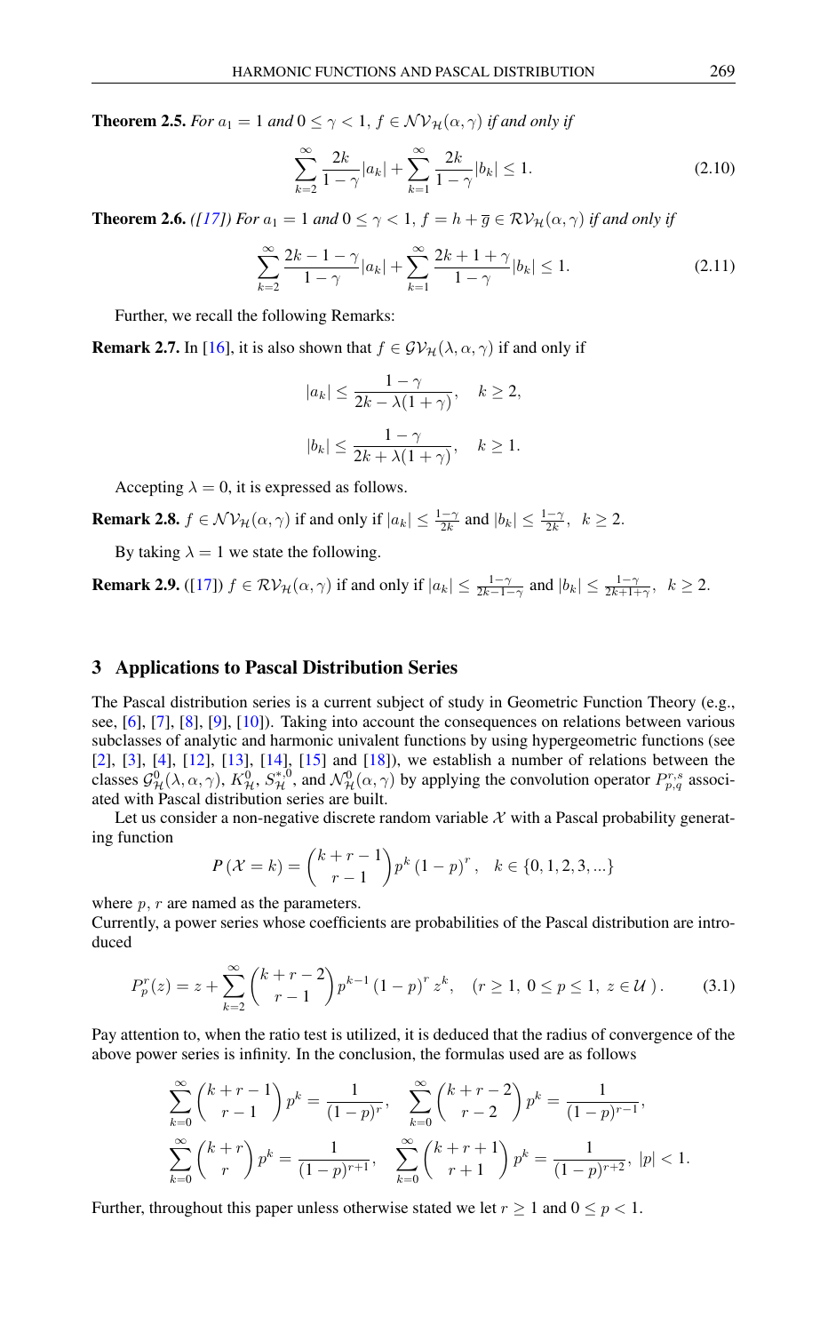**Theorem 2.5.** *For $a_1 = 1$ and $0 \leq \gamma < 1$, $f \in \mathcal{NV}_{\mathcal{H}}(\alpha, \gamma)$ if and only if*

$$\sum_{k=2}^{\infty} \frac{2k}{1-\gamma}|a_k| + \sum_{k=1}^{\infty} \frac{2k}{1-\gamma}|b_k| \leq 1. \tag{2.10}$$

**Theorem 2.6.** *([17]) For $a_1 = 1$ and $0 \leq \gamma < 1$, $f = h + \overline{g} \in \mathcal{RV}_{\mathcal{H}}(\alpha, \gamma)$ if and only if*

$$\sum_{k=2}^{\infty} \frac{2k-1-\gamma}{1-\gamma}|a_k| + \sum_{k=1}^{\infty} \frac{2k+1+\gamma}{1-\gamma}|b_k| \leq 1. \tag{2.11}$$

Further, we recall the following Remarks:

**Remark 2.7.** In [16], it is also shown that $f \in \mathcal{GV}_{\mathcal{H}}(\lambda, \alpha, \gamma)$ if and only if

$$|a_k| \leq \frac{1-\gamma}{2k - \lambda(1+\gamma)}, \quad k \geq 2,$$

$$|b_k| \leq \frac{1-\gamma}{2k + \lambda(1+\gamma)}, \quad k \geq 1.$$

Accepting $\lambda = 0$, it is expressed as follows.

**Remark 2.8.** $f \in \mathcal{NV}_{\mathcal{H}}(\alpha, \gamma)$ if and only if $|a_k| \leq \frac{1-\gamma}{2k}$ and $|b_k| \leq \frac{1-\gamma}{2k}, \ \ k \geq 2$.

By taking $\lambda = 1$ we state the following.

**Remark 2.9.** ([17]) $f \in \mathcal{RV}_{\mathcal{H}}(\alpha, \gamma)$ if and only if $|a_k| \leq \frac{1-\gamma}{2k-1-\gamma}$ and $|b_k| \leq \frac{1-\gamma}{2k+1+\gamma}, \ \ k \geq 2$.

## 3 Applications to Pascal Distribution Series

The Pascal distribution series is a current subject of study in Geometric Function Theory (e.g., see, [6], [7], [8], [9], [10]). Taking into account the consequences on relations between various subclasses of analytic and harmonic univalent functions by using hypergeometric functions (see [2], [3], [4], [12], [13], [14], [15] and [18]), we establish a number of relations between the classes $\mathcal{G}^0_{\mathcal{H}}(\lambda, \alpha, \gamma)$, $K^0_{\mathcal{H}}$, $S^{*,0}_{\mathcal{H}}$, and $\mathcal{N}^0_{\mathcal{H}}(\alpha, \gamma)$ by applying the convolution operator $P^{r,s}_{p,q}$ associated with Pascal distribution series are built.

Let us consider a non-negative discrete random variable $\mathcal{X}$ with a Pascal probability generating function

$$P(\mathcal{X} = k) = \binom{k+r-1}{r-1} p^k (1-p)^r, \quad k \in \{0, 1, 2, 3, ...\}$$

where $p$, $r$ are named as the parameters.
Currently, a power series whose coefficients are probabilities of the Pascal distribution are introduced

$$P^r_p(z) = z + \sum_{k=2}^{\infty} \binom{k+r-2}{r-1} p^{k-1} (1-p)^r z^k, \quad (r \geq 1, \ 0 \leq p \leq 1, \ z \in \mathcal{U}). \tag{3.1}$$

Pay attention to, when the ratio test is utilized, it is deduced that the radius of convergence of the above power series is infinity. In the conclusion, the formulas used are as follows

$$\sum_{k=0}^{\infty} \binom{k+r-1}{r-1} p^k = \frac{1}{(1-p)^r}, \quad \sum_{k=0}^{\infty} \binom{k+r-2}{r-2} p^k = \frac{1}{(1-p)^{r-1}},$$
$$\sum_{k=0}^{\infty} \binom{k+r}{r} p^k = \frac{1}{(1-p)^{r+1}}, \quad \sum_{k=0}^{\infty} \binom{k+r+1}{r+1} p^k = \frac{1}{(1-p)^{r+2}}, \ |p| < 1.$$

Further, throughout this paper unless otherwise stated we let $r \geq 1$ and $0 \leq p < 1$.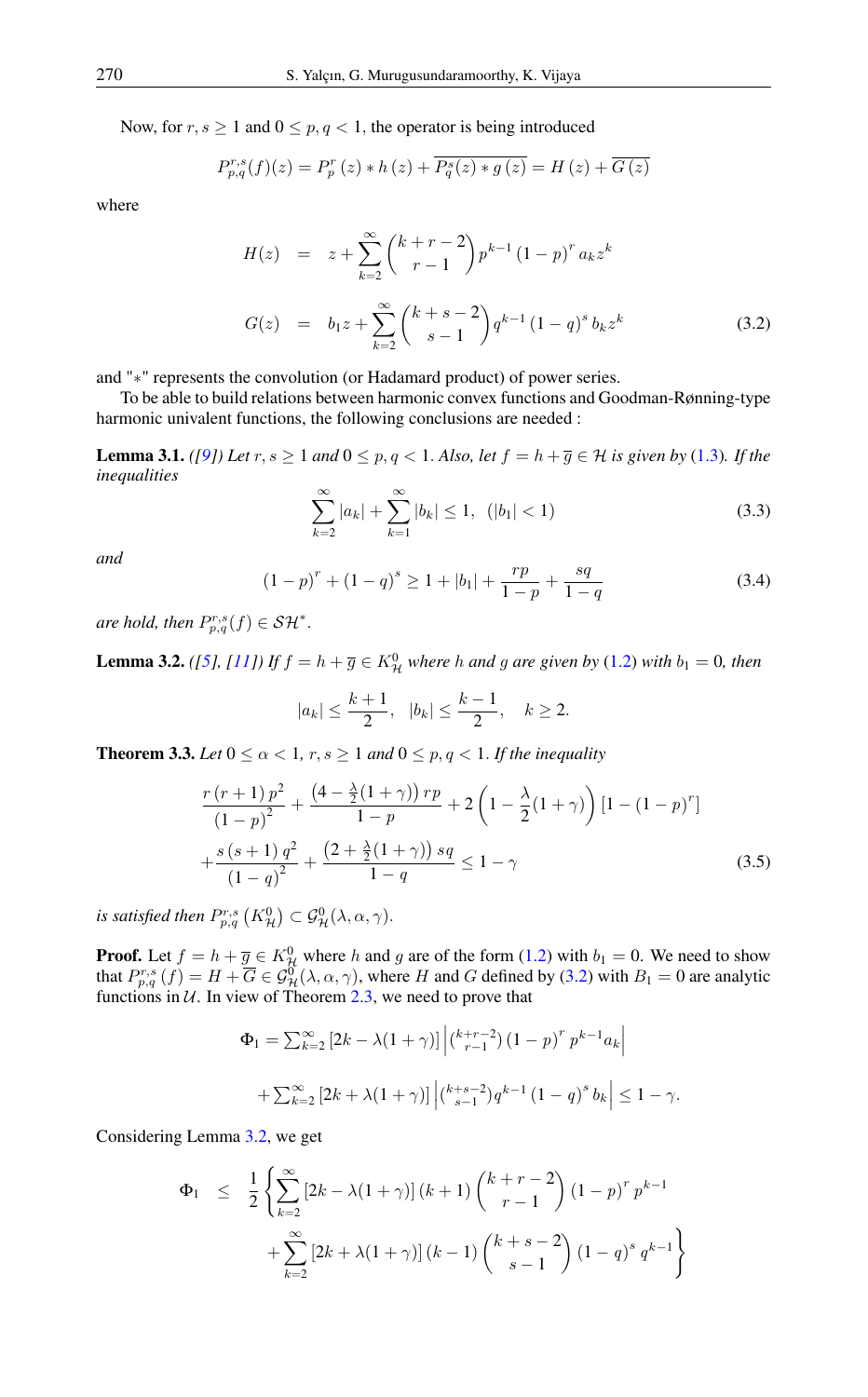Now, for $r, s \geq 1$ and $0 \leq p, q < 1$, the operator is being introduced

$$P_{p,q}^{r,s}(f)(z) = P_p^r(z) * h(z) + \overline{P_q^s(z) * g(z)} = H(z) + \overline{G(z)}$$

where

$$\begin{aligned} H(z) &= z + \sum_{k=2}^{\infty} \binom{k+r-2}{r-1} p^{k-1} (1-p)^r a_k z^k \\ G(z) &= b_1 z + \sum_{k=2}^{\infty} \binom{k+s-2}{s-1} q^{k-1} (1-q)^s b_k z^k \end{aligned} \tag{3.2}$$

and "$*$" represents the convolution (or Hadamard product) of power series.

To be able to build relations between harmonic convex functions and Goodman-Rønning-type harmonic univalent functions, the following conclusions are needed :

**Lemma 3.1.** *([9]) Let $r, s \geq 1$ and $0 \leq p, q < 1$. Also, let $f = h + \overline{g} \in \mathcal{H}$ is given by (1.3). If the inequalities*

$$\sum_{k=2}^{\infty} |a_k| + \sum_{k=1}^{\infty} |b_k| \leq 1, \quad (|b_1| < 1) \tag{3.3}$$

*and*

$$(1-p)^r + (1-q)^s \geq 1 + |b_1| + \frac{rp}{1-p} + \frac{sq}{1-q} \tag{3.4}$$

*are hold, then $P_{p,q}^{r,s}(f) \in \mathcal{SH}^*$.*

**Lemma 3.2.** *([5], [11]) If $f = h + \overline{g} \in K_{\mathcal{H}}^0$ where $h$ and $g$ are given by (1.2) with $b_1 = 0$, then*

$$|a_k| \leq \frac{k+1}{2}, \quad |b_k| \leq \frac{k-1}{2}, \quad k \geq 2.$$

**Theorem 3.3.** *Let $0 \leq \alpha < 1$, $r, s \geq 1$ and $0 \leq p, q < 1$. If the inequality*

$$\begin{aligned} &\frac{r(r+1)p^2}{(1-p)^2} + \frac{\left(4 - \frac{\lambda}{2}(1+\gamma)\right) rp}{1-p} + 2\left(1 - \frac{\lambda}{2}(1+\gamma)\right)[1-(1-p)^r] \\ &+ \frac{s(s+1)q^2}{(1-q)^2} + \frac{\left(2 + \frac{\lambda}{2}(1+\gamma)\right) sq}{1-q} \leq 1 - \gamma \end{aligned} \tag{3.5}$$

*is satisfied then $P_{p,q}^{r,s}\left(K_{\mathcal{H}}^0\right) \subset \mathcal{G}_{\mathcal{H}}^0(\lambda, \alpha, \gamma)$.*

**Proof.** Let $f = h + \overline{g} \in K_{\mathcal{H}}^0$ where $h$ and $g$ are of the form (1.2) with $b_1 = 0$. We need to show that $P_{p,q}^{r,s}(f) = H + \overline{G} \in \mathcal{G}_{\mathcal{H}}^0(\lambda, \alpha, \gamma)$, where $H$ and $G$ defined by (3.2) with $B_1 = 0$ are analytic functions in $\mathcal{U}$. In view of Theorem 2.3, we need to prove that

$$\begin{aligned} \Phi_1 = &\textstyle\sum_{k=2}^{\infty} [2k - \lambda(1+\gamma)] \left| \binom{k+r-2}{r-1} (1-p)^r p^{k-1} a_k \right| \\ &+ \textstyle\sum_{k=2}^{\infty} [2k + \lambda(1+\gamma)] \left| \binom{k+s-2}{s-1} q^{k-1} (1-q)^s b_k \right| \leq 1 - \gamma. \end{aligned}$$

Considering Lemma 3.2, we get

$$\begin{aligned} \Phi_1 \leq \frac{1}{2} \Bigg\{ &\sum_{k=2}^{\infty} [2k - \lambda(1+\gamma)] (k+1) \binom{k+r-2}{r-1} (1-p)^r p^{k-1} \\ &+ \sum_{k=2}^{\infty} [2k + \lambda(1+\gamma)] (k-1) \binom{k+s-2}{s-1} (1-q)^s q^{k-1} \Bigg\} \end{aligned}$$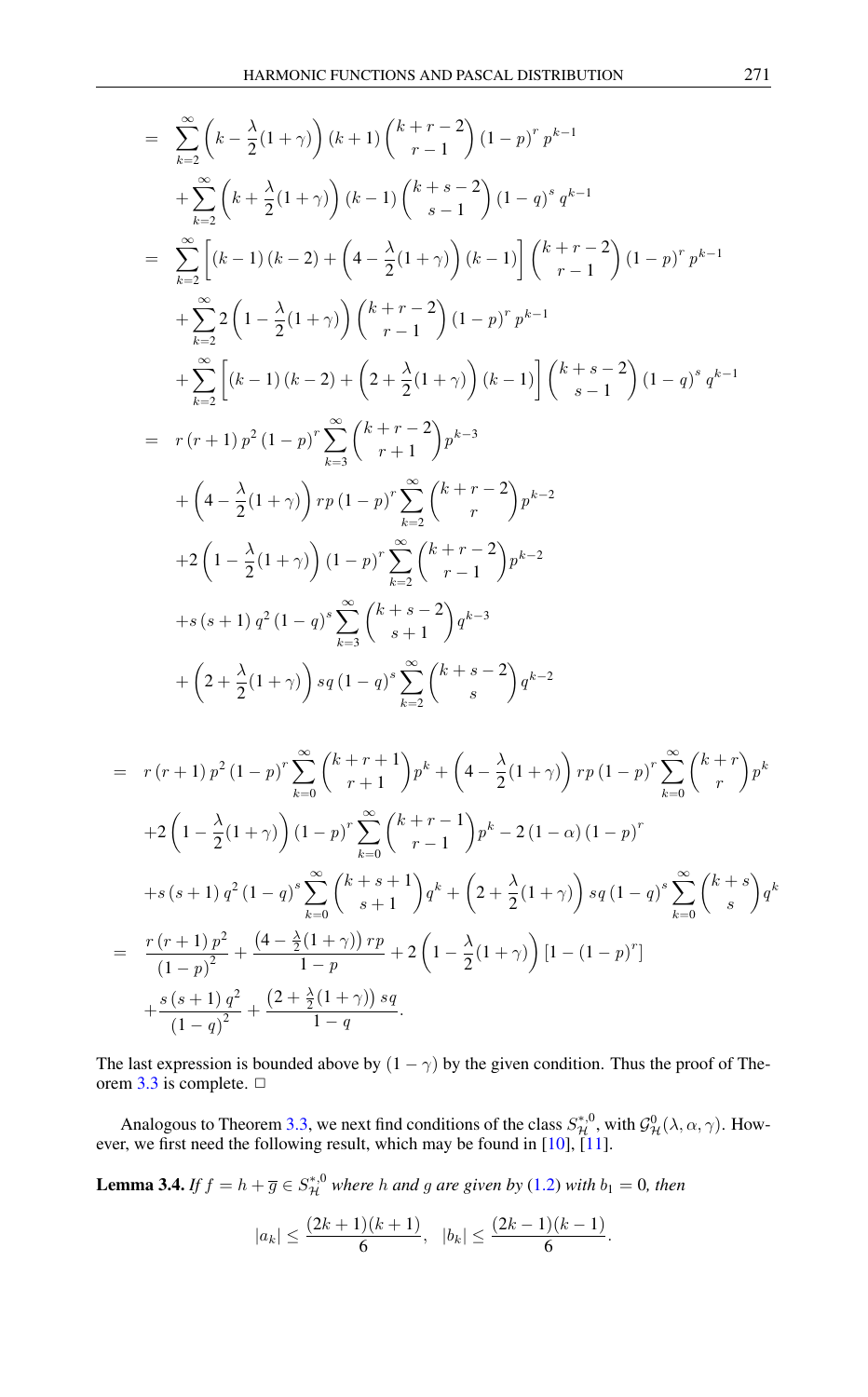$$
\begin{aligned}
&= \sum_{k=2}^{\infty}\left(k-\frac{\lambda}{2}(1+\gamma)\right)(k+1)\binom{k+r-2}{r-1}(1-p)^{r}p^{k-1} \\
&\quad+\sum_{k=2}^{\infty}\left(k+\frac{\lambda}{2}(1+\gamma)\right)(k-1)\binom{k+s-2}{s-1}(1-q)^{s}q^{k-1} \\
&= \sum_{k=2}^{\infty}\left[(k-1)(k-2)+\left(4-\frac{\lambda}{2}(1+\gamma)\right)(k-1)\right]\binom{k+r-2}{r-1}(1-p)^{r}p^{k-1} \\
&\quad+\sum_{k=2}^{\infty}2\left(1-\frac{\lambda}{2}(1+\gamma)\right)\binom{k+r-2}{r-1}(1-p)^{r}p^{k-1} \\
&\quad+\sum_{k=2}^{\infty}\left[(k-1)(k-2)+\left(2+\frac{\lambda}{2}(1+\gamma)\right)(k-1)\right]\binom{k+s-2}{s-1}(1-q)^{s}q^{k-1} \\
&= r(r+1)p^{2}(1-p)^{r}\sum_{k=3}^{\infty}\binom{k+r-2}{r+1}p^{k-3} \\
&\quad+\left(4-\frac{\lambda}{2}(1+\gamma)\right)rp(1-p)^{r}\sum_{k=2}^{\infty}\binom{k+r-2}{r}p^{k-2} \\
&\quad+2\left(1-\frac{\lambda}{2}(1+\gamma)\right)(1-p)^{r}\sum_{k=2}^{\infty}\binom{k+r-2}{r-1}p^{k-2} \\
&\quad+s(s+1)q^{2}(1-q)^{s}\sum_{k=3}^{\infty}\binom{k+s-2}{s+1}q^{k-3} \\
&\quad+\left(2+\frac{\lambda}{2}(1+\gamma)\right)sq(1-q)^{s}\sum_{k=2}^{\infty}\binom{k+s-2}{s}q^{k-2}
\end{aligned}
$$

$$
\begin{aligned}
&= r(r+1)p^{2}(1-p)^{r}\sum_{k=0}^{\infty}\binom{k+r+1}{r+1}p^{k}+\left(4-\frac{\lambda}{2}(1+\gamma)\right)rp(1-p)^{r}\sum_{k=0}^{\infty}\binom{k+r}{r}p^{k} \\
&\quad+2\left(1-\frac{\lambda}{2}(1+\gamma)\right)(1-p)^{r}\sum_{k=0}^{\infty}\binom{k+r-1}{r-1}p^{k}-2(1-\alpha)(1-p)^{r} \\
&\quad+s(s+1)q^{2}(1-q)^{s}\sum_{k=0}^{\infty}\binom{k+s+1}{s+1}q^{k}+\left(2+\frac{\lambda}{2}(1+\gamma)\right)sq(1-q)^{s}\sum_{k=0}^{\infty}\binom{k+s}{s}q^{k} \\
&= \frac{r(r+1)p^{2}}{(1-p)^{2}}+\frac{\left(4-\frac{\lambda}{2}(1+\gamma)\right)rp}{1-p}+2\left(1-\frac{\lambda}{2}(1+\gamma)\right)\left[1-(1-p)^{r}\right] \\
&\quad+\frac{s(s+1)q^{2}}{(1-q)^{2}}+\frac{\left(2+\frac{\lambda}{2}(1+\gamma)\right)sq}{1-q}.
\end{aligned}
$$

The last expression is bounded above by $(1-\gamma)$ by the given condition. Thus the proof of Theorem 3.3 is complete. □

Analogous to Theorem 3.3, we next find conditions of the class $S_{\mathcal{H}}^{*,0}$, with $\mathcal{G}_{\mathcal{H}}^{0}(\lambda,\alpha,\gamma)$. However, we first need the following result, which may be found in [10], [11].

**Lemma 3.4.** *If $f=h+\overline{g}\in S_{\mathcal{H}}^{*,0}$ where $h$ and $g$ are given by (1.2) with $b_1=0$, then*

$$
|a_k|\le\frac{(2k+1)(k+1)}{6},\quad |b_k|\le\frac{(2k-1)(k-1)}{6}.
$$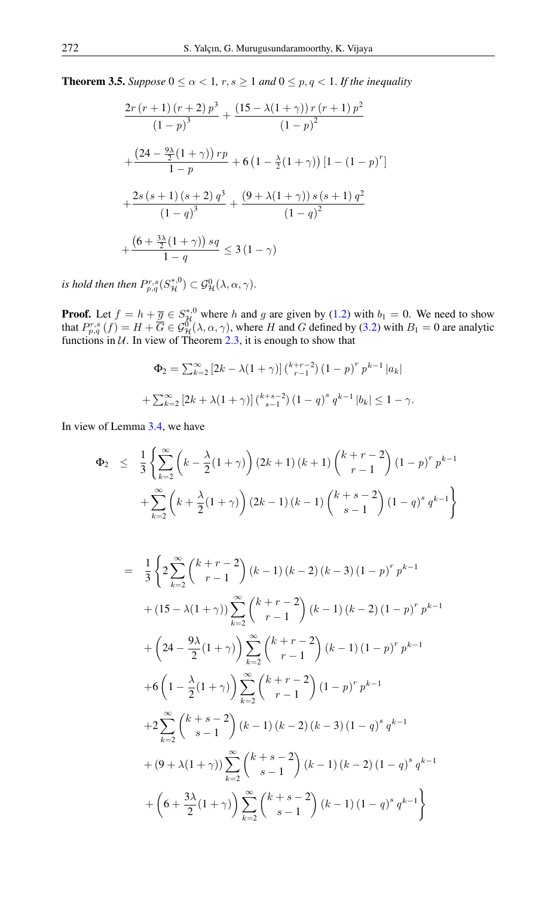**Theorem 3.5.** *Suppose $0 \leq \alpha < 1$, $r, s \geq 1$ and $0 \leq p, q < 1$. If the inequality*

$$
\begin{aligned}
&\frac{2r\,(r+1)\,(r+2)\,p^3}{(1-p)^3} + \frac{(15-\lambda(1+\gamma))\,r\,(r+1)\,p^2}{(1-p)^2} \\
&+\frac{\left(24-\frac{9\lambda}{2}(1+\gamma)\right)rp}{1-p} + 6\left(1-\tfrac{\lambda}{2}(1+\gamma)\right)\left[1-(1-p)^r\right] \\
&+\frac{2s\,(s+1)\,(s+2)\,q^3}{(1-q)^3} + \frac{(9+\lambda(1+\gamma))\,s\,(s+1)\,q^2}{(1-q)^2} \\
&+\frac{\left(6+\frac{3\lambda}{2}(1+\gamma)\right)sq}{1-q} \leq 3\,(1-\gamma)
\end{aligned}
$$

*is hold then then $P_{p,q}^{r,s}(S_{\mathcal{H}}^{*,0}) \subset \mathcal{G}_{\mathcal{H}}^{0}(\lambda, \alpha, \gamma)$.*

**Proof.** Let $f = h + \overline{g} \in S_{\mathcal{H}}^{*,0}$ where $h$ and $g$ are given by (1.2) with $b_1 = 0$. We need to show that $P_{p,q}^{r,s}(f) = H + \overline{G} \in \mathcal{G}_{\mathcal{H}}^{0}(\lambda, \alpha, \gamma)$, where $H$ and $G$ defined by (3.2) with $B_1 = 0$ are analytic functions in $\mathcal{U}$. In view of Theorem 2.3, it is enough to show that

$$
\begin{aligned}
\Phi_2 &= \textstyle\sum_{k=2}^{\infty}\left[2k-\lambda(1+\gamma)\right]\binom{k+r-2}{r-1}(1-p)^r\,p^{k-1}\,|a_k| \\
&+ \textstyle\sum_{k=2}^{\infty}\left[2k+\lambda(1+\gamma)\right]\binom{k+s-2}{s-1}(1-q)^s\,q^{k-1}\,|b_k| \leq 1-\gamma.
\end{aligned}
$$

In view of Lemma 3.4, we have

$$
\begin{aligned}
\Phi_2 \;\leq\; & \frac{1}{3}\left\{\sum_{k=2}^{\infty}\left(k-\frac{\lambda}{2}(1+\gamma)\right)(2k+1)\,(k+1)\binom{k+r-2}{r-1}(1-p)^r\,p^{k-1}\right. \\
& \left.+\sum_{k=2}^{\infty}\left(k+\frac{\lambda}{2}(1+\gamma)\right)(2k-1)\,(k-1)\binom{k+s-2}{s-1}(1-q)^s\,q^{k-1}\right\}
\end{aligned}
$$

$$
\begin{aligned}
=\; & \frac{1}{3}\left\{2\sum_{k=2}^{\infty}\binom{k+r-2}{r-1}(k-1)\,(k-2)\,(k-3)\,(1-p)^r\,p^{k-1}\right. \\
& +(15-\lambda(1+\gamma))\sum_{k=2}^{\infty}\binom{k+r-2}{r-1}(k-1)\,(k-2)\,(1-p)^r\,p^{k-1} \\
& +\left(24-\frac{9\lambda}{2}(1+\gamma)\right)\sum_{k=2}^{\infty}\binom{k+r-2}{r-1}(k-1)\,(1-p)^r\,p^{k-1} \\
& +6\left(1-\frac{\lambda}{2}(1+\gamma)\right)\sum_{k=2}^{\infty}\binom{k+r-2}{r-1}(1-p)^r\,p^{k-1} \\
& +2\sum_{k=2}^{\infty}\binom{k+s-2}{s-1}(k-1)\,(k-2)\,(k-3)\,(1-q)^s\,q^{k-1} \\
& +(9+\lambda(1+\gamma))\sum_{k=2}^{\infty}\binom{k+s-2}{s-1}(k-1)\,(k-2)\,(1-q)^s\,q^{k-1} \\
& \left.+\left(6+\frac{3\lambda}{2}(1+\gamma)\right)\sum_{k=2}^{\infty}\binom{k+s-2}{s-1}(k-1)\,(1-q)^s\,q^{k-1}\right\}
\end{aligned}
$$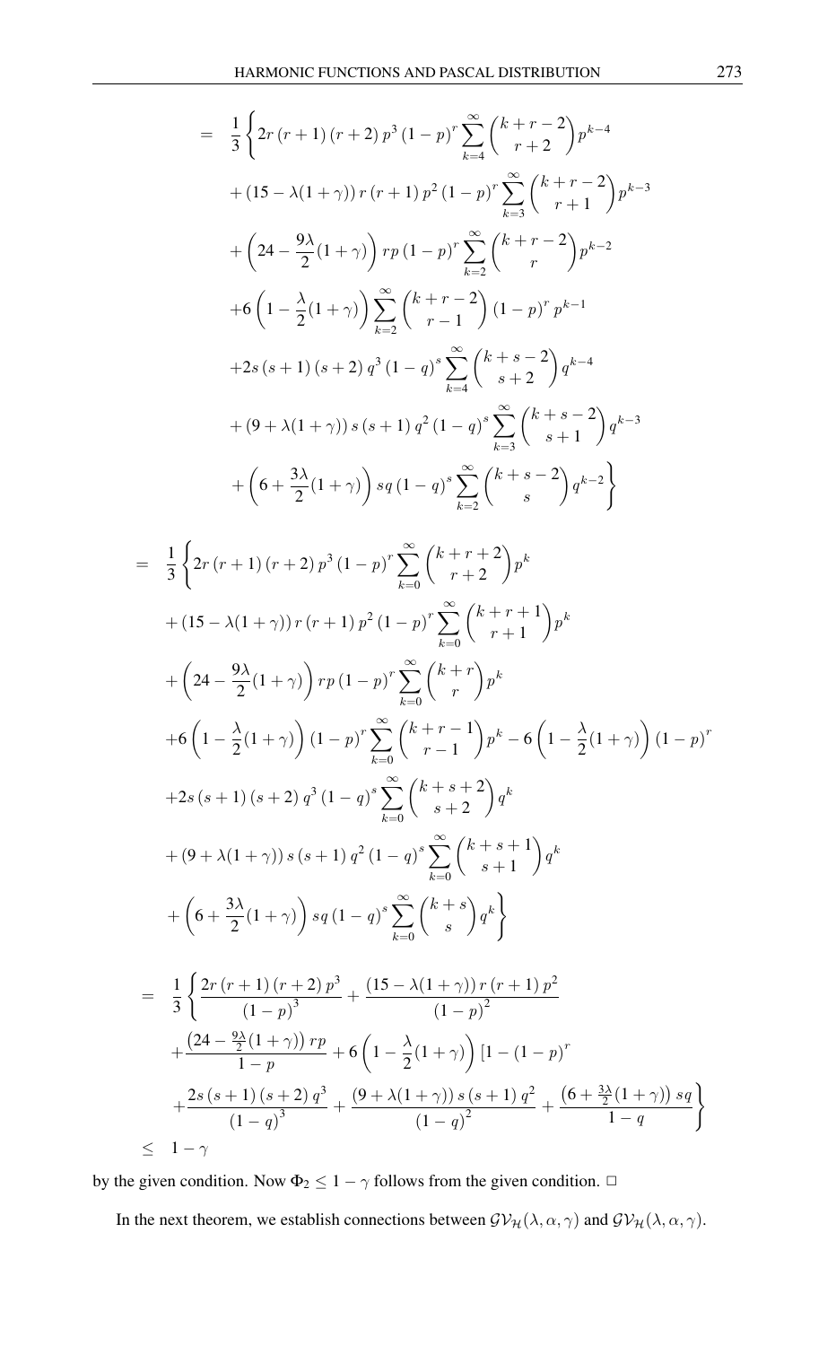$$
\begin{aligned}
&= \frac{1}{3}\Bigg\{2r(r+1)(r+2)p^3(1-p)^r\sum_{k=4}^{\infty}\binom{k+r-2}{r+2}p^{k-4} \\
&\quad + (15-\lambda(1+\gamma))\,r(r+1)p^2(1-p)^r\sum_{k=3}^{\infty}\binom{k+r-2}{r+1}p^{k-3} \\
&\quad + \left(24-\frac{9\lambda}{2}(1+\gamma)\right)rp(1-p)^r\sum_{k=2}^{\infty}\binom{k+r-2}{r}p^{k-2} \\
&\quad + 6\left(1-\frac{\lambda}{2}(1+\gamma)\right)\sum_{k=2}^{\infty}\binom{k+r-2}{r-1}(1-p)^r p^{k-1} \\
&\quad + 2s(s+1)(s+2)q^3(1-q)^s\sum_{k=4}^{\infty}\binom{k+s-2}{s+2}q^{k-4} \\
&\quad + (9+\lambda(1+\gamma))\,s(s+1)q^2(1-q)^s\sum_{k=3}^{\infty}\binom{k+s-2}{s+1}q^{k-3} \\
&\quad + \left(6+\frac{3\lambda}{2}(1+\gamma)\right)sq(1-q)^s\sum_{k=2}^{\infty}\binom{k+s-2}{s}q^{k-2}\Bigg\}
\end{aligned}
$$

$$
\begin{aligned}
&= \frac{1}{3}\Bigg\{2r(r+1)(r+2)p^3(1-p)^r\sum_{k=0}^{\infty}\binom{k+r+2}{r+2}p^{k} \\
&\quad + (15-\lambda(1+\gamma))\,r(r+1)p^2(1-p)^r\sum_{k=0}^{\infty}\binom{k+r+1}{r+1}p^{k} \\
&\quad + \left(24-\frac{9\lambda}{2}(1+\gamma)\right)rp(1-p)^r\sum_{k=0}^{\infty}\binom{k+r}{r}p^{k} \\
&\quad + 6\left(1-\frac{\lambda}{2}(1+\gamma)\right)(1-p)^r\sum_{k=0}^{\infty}\binom{k+r-1}{r-1}p^{k} - 6\left(1-\frac{\lambda}{2}(1+\gamma)\right)(1-p)^r \\
&\quad + 2s(s+1)(s+2)q^3(1-q)^s\sum_{k=0}^{\infty}\binom{k+s+2}{s+2}q^{k} \\
&\quad + (9+\lambda(1+\gamma))\,s(s+1)q^2(1-q)^s\sum_{k=0}^{\infty}\binom{k+s+1}{s+1}q^{k} \\
&\quad + \left(6+\frac{3\lambda}{2}(1+\gamma)\right)sq(1-q)^s\sum_{k=0}^{\infty}\binom{k+s}{s}q^{k}\Bigg\}
\end{aligned}
$$

$$
\begin{aligned}
&= \frac{1}{3}\Bigg\{\frac{2r(r+1)(r+2)p^3}{(1-p)^3} + \frac{(15-\lambda(1+\gamma))\,r(r+1)p^2}{(1-p)^2} \\
&\quad + \frac{\left(24-\frac{9\lambda}{2}(1+\gamma)\right)rp}{1-p} + 6\left(1-\frac{\lambda}{2}(1+\gamma)\right)[1-(1-p)^r \\
&\quad + \frac{2s(s+1)(s+2)q^3}{(1-q)^3} + \frac{(9+\lambda(1+\gamma))\,s(s+1)q^2}{(1-q)^2} + \frac{\left(6+\frac{3\lambda}{2}(1+\gamma)\right)sq}{1-q}\Bigg\} \\
&\leq 1-\gamma
\end{aligned}
$$

by the given condition. Now $\Phi_2 \leq 1-\gamma$ follows from the given condition. □

In the next theorem, we establish connections between $\mathcal{GV}_{\mathcal{H}}(\lambda, \alpha, \gamma)$ and $\mathcal{GV}_{\mathcal{H}}(\lambda, \alpha, \gamma)$.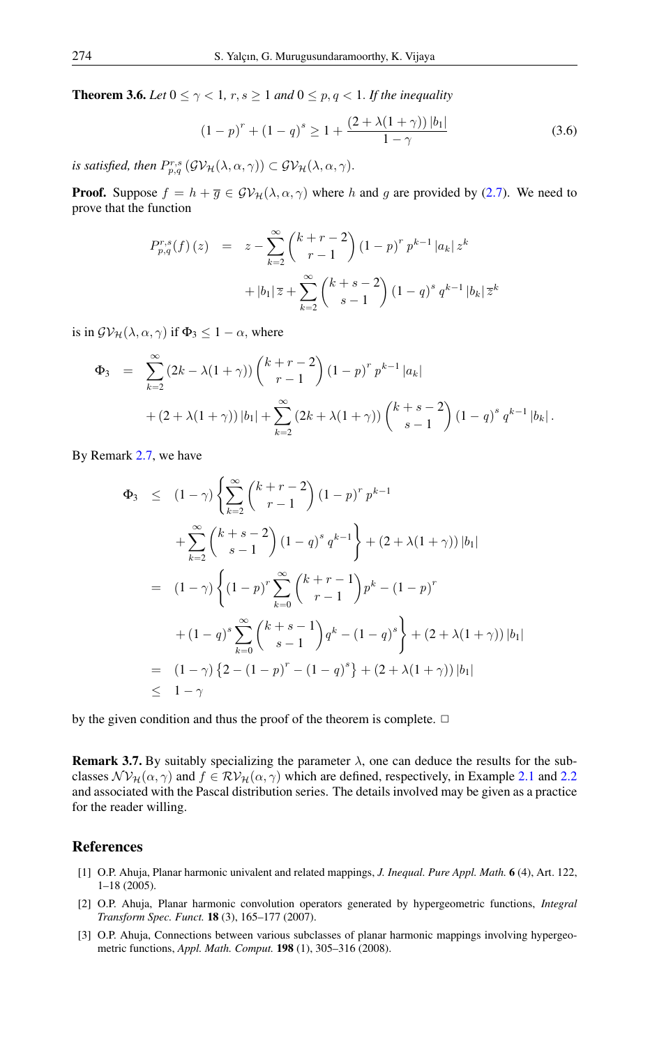**Theorem 3.6.** *Let $0 \leq \gamma < 1$, $r, s \geq 1$ and $0 \leq p, q < 1$. If the inequality*

$$(1-p)^r + (1-q)^s \geq 1 + \frac{(2+\lambda(1+\gamma))\,|b_1|}{1-\gamma} \tag{3.6}$$

*is satisfied, then $P_{p,q}^{r,s}\left(\mathcal{GV}_{\mathcal{H}}(\lambda,\alpha,\gamma)\right) \subset \mathcal{GV}_{\mathcal{H}}(\lambda,\alpha,\gamma)$.*

**Proof.** Suppose $f = h + \overline{g} \in \mathcal{GV}_{\mathcal{H}}(\lambda,\alpha,\gamma)$ where $h$ and $g$ are provided by (2.7). We need to prove that the function

$$\begin{aligned} P_{p,q}^{r,s}(f)(z) &= z - \sum_{k=2}^{\infty} \binom{k+r-2}{r-1} (1-p)^r p^{k-1} |a_k| z^k \\ &\quad + |b_1|\,\overline{z} + \sum_{k=2}^{\infty} \binom{k+s-2}{s-1} (1-q)^s q^{k-1} |b_k|\, \overline{z}^k \end{aligned}$$

is in $\mathcal{GV}_{\mathcal{H}}(\lambda,\alpha,\gamma)$ if $\Phi_3 \leq 1-\alpha$, where

$$\begin{aligned} \Phi_3 &= \sum_{k=2}^{\infty} (2k - \lambda(1+\gamma)) \binom{k+r-2}{r-1} (1-p)^r p^{k-1} |a_k| \\ &\quad + (2+\lambda(1+\gamma))\,|b_1| + \sum_{k=2}^{\infty} (2k + \lambda(1+\gamma)) \binom{k+s-2}{s-1} (1-q)^s q^{k-1} |b_k|. \end{aligned}$$

By Remark 2.7, we have

$$\begin{aligned} \Phi_3 &\leq (1-\gamma) \left\{ \sum_{k=2}^{\infty} \binom{k+r-2}{r-1} (1-p)^r p^{k-1} \right. \\ &\quad \left. + \sum_{k=2}^{\infty} \binom{k+s-2}{s-1} (1-q)^s q^{k-1} \right\} + (2+\lambda(1+\gamma))\,|b_1| \\ &= (1-\gamma) \left\{ (1-p)^r \sum_{k=0}^{\infty} \binom{k+r-1}{r-1} p^k - (1-p)^r \right. \\ &\quad \left. + (1-q)^s \sum_{k=0}^{\infty} \binom{k+s-1}{s-1} q^k - (1-q)^s \right\} + (2+\lambda(1+\gamma))\,|b_1| \\ &= (1-\gamma)\left\{2 - (1-p)^r - (1-q)^s\right\} + (2+\lambda(1+\gamma))\,|b_1| \\ &\leq 1-\gamma \end{aligned}$$

by the given condition and thus the proof of the theorem is complete. □

**Remark 3.7.** By suitably specializing the parameter $\lambda$, one can deduce the results for the subclasses $\mathcal{NV}_{\mathcal{H}}(\alpha,\gamma)$ and $f \in \mathcal{RV}_{\mathcal{H}}(\alpha,\gamma)$ which are defined, respectively, in Example 2.1 and 2.2 and associated with the Pascal distribution series. The details involved may be given as a practice for the reader willing.

## References

[1] O.P. Ahuja, Planar harmonic univalent and related mappings, *J. Inequal. Pure Appl. Math.* **6** (4), Art. 122, 1–18 (2005).

[2] O.P. Ahuja, Planar harmonic convolution operators generated by hypergeometric functions, *Integral Transform Spec. Funct.* **18** (3), 165–177 (2007).

[3] O.P. Ahuja, Connections between various subclasses of planar harmonic mappings involving hypergeometric functions, *Appl. Math. Comput.* **198** (1), 305–316 (2008).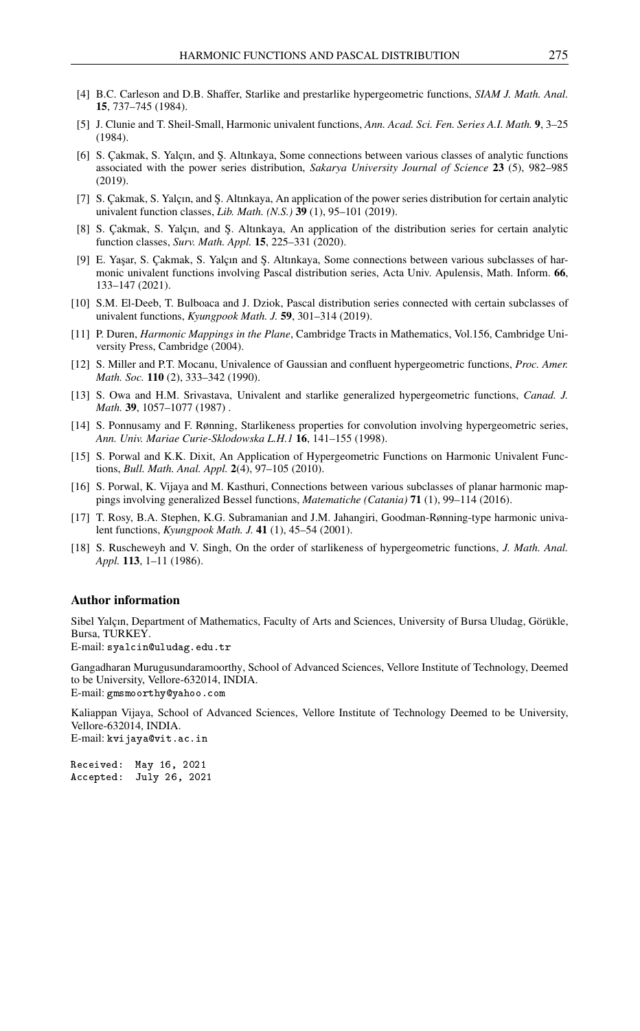[4] B.C. Carleson and D.B. Shaffer, Starlike and prestarlike hypergeometric functions, *SIAM J. Math. Anal.* **15**, 737–745 (1984).

[5] J. Clunie and T. Sheil-Small, Harmonic univalent functions, *Ann. Acad. Sci. Fen. Series A.I. Math.* **9**, 3–25 (1984).

[6] S. Çakmak, S. Yalçın, and Ş. Altınkaya, Some connections between various classes of analytic functions associated with the power series distribution, *Sakarya University Journal of Science* **23** (5), 982–985 (2019).

[7] S. Çakmak, S. Yalçın, and Ş. Altınkaya, An application of the power series distribution for certain analytic univalent function classes, *Lib. Math. (N.S.)* **39** (1), 95–101 (2019).

[8] S. Çakmak, S. Yalçın, and Ş. Altınkaya, An application of the distribution series for certain analytic function classes, *Surv. Math. Appl.* **15**, 225–331 (2020).

[9] E. Yaşar, S. Çakmak, S. Yalçın and Ş. Altınkaya, Some connections between various subclasses of harmonic univalent functions involving Pascal distribution series, Acta Univ. Apulensis, Math. Inform. **66**, 133–147 (2021).

[10] S.M. El-Deeb, T. Bulboaca and J. Dziok, Pascal distribution series connected with certain subclasses of univalent functions, *Kyungpook Math. J.* **59**, 301–314 (2019).

[11] P. Duren, *Harmonic Mappings in the Plane*, Cambridge Tracts in Mathematics, Vol.156, Cambridge University Press, Cambridge (2004).

[12] S. Miller and P.T. Mocanu, Univalence of Gaussian and confluent hypergeometric functions, *Proc. Amer. Math. Soc.* **110** (2), 333–342 (1990).

[13] S. Owa and H.M. Srivastava, Univalent and starlike generalized hypergeometric functions, *Canad. J. Math.* **39**, 1057–1077 (1987) .

[14] S. Ponnusamy and F. Rønning, Starlikeness properties for convolution involving hypergeometric series, *Ann. Univ. Mariae Curie-Sklodowska L.H.1* **16**, 141–155 (1998).

[15] S. Porwal and K.K. Dixit, An Application of Hypergeometric Functions on Harmonic Univalent Functions, *Bull. Math. Anal. Appl.* **2**(4), 97–105 (2010).

[16] S. Porwal, K. Vijaya and M. Kasthuri, Connections between various subclasses of planar harmonic mappings involving generalized Bessel functions, *Matematiche (Catania)* **71** (1), 99–114 (2016).

[17] T. Rosy, B.A. Stephen, K.G. Subramanian and J.M. Jahangiri, Goodman-Rønning-type harmonic univalent functions, *Kyungpook Math. J.* **41** (1), 45–54 (2001).

[18] S. Ruscheweyh and V. Singh, On the order of starlikeness of hypergeometric functions, *J. Math. Anal. Appl.* **113**, 1–11 (1986).

### Author information

Sibel Yalçın, Department of Mathematics, Faculty of Arts and Sciences, University of Bursa Uludag, Görükle, Bursa, TURKEY.
E-mail: syalcin@uludag.edu.tr

Gangadharan Murugusundaramoorthy, School of Advanced Sciences, Vellore Institute of Technology, Deemed to be University, Vellore-632014, INDIA.
E-mail: gmsmoorthy@yahoo.com

Kaliappan Vijaya, School of Advanced Sciences, Vellore Institute of Technology Deemed to be University, Vellore-632014, INDIA.
E-mail: kvijaya@vit.ac.in

Received: May 16, 2021
Accepted: July 26, 2021